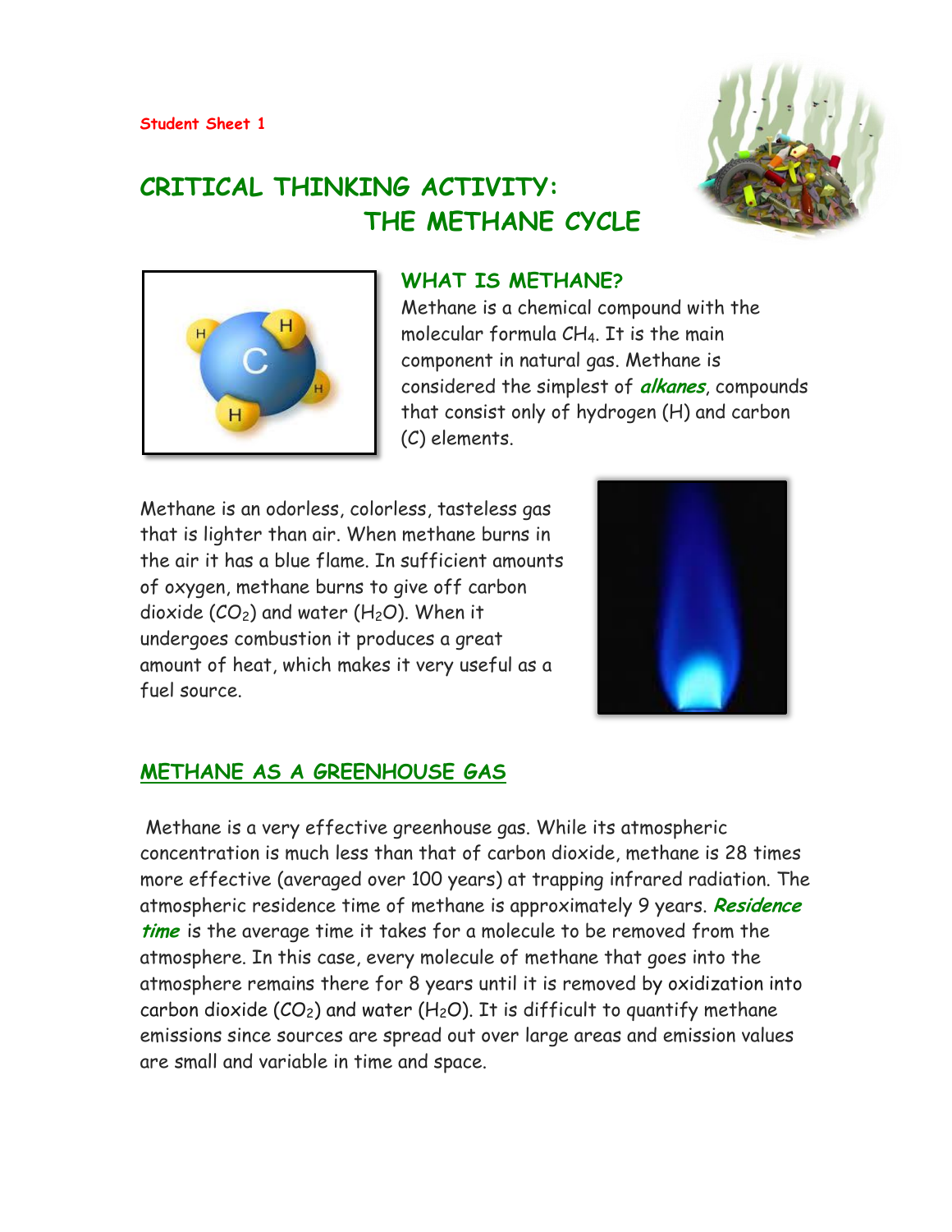Student Sheet 1

# CRITICAL THINKING ACTIVITY: THE METHANE CYCLE

## WHAT IS METHANE?

Methane is a chemical compound with the molecular formula $CH_4$. It is the main component in natural gas. Methane is considered the simplest of ***alkanes***, compounds that consist only of hydrogen (H) and carbon (C) elements.

Methane is an odorless, colorless, tasteless gas that is lighter than air. When methane burns in the air it has a blue flame. In sufficient amounts of oxygen, methane burns to give off carbon dioxide ($CO_2$) and water ($H_2O$). When it undergoes combustion it produces a great amount of heat, which makes it very useful as a fuel source.

## METHANE AS A GREENHOUSE GAS

Methane is a very effective greenhouse gas. While its atmospheric concentration is much less than that of carbon dioxide, methane is 28 times more effective (averaged over 100 years) at trapping infrared radiation. The atmospheric residence time of methane is approximately 9 years. ***Residence time*** is the average time it takes for a molecule to be removed from the atmosphere. In this case, every molecule of methane that goes into the atmosphere remains there for 8 years until it is removed by oxidization into carbon dioxide ($CO_2$) and water ($H_2O$). It is difficult to quantify methane emissions since sources are spread out over large areas and emission values are small and variable in time and space.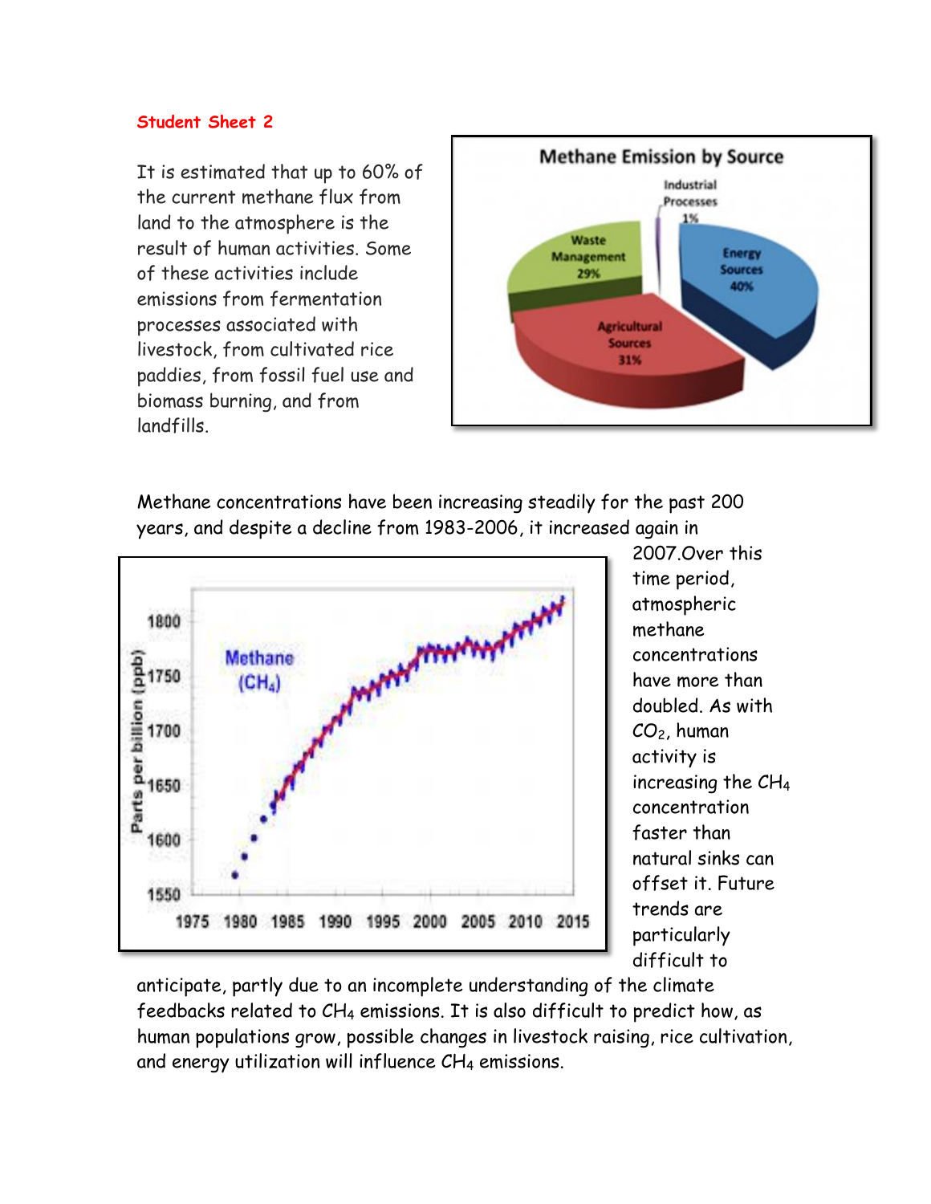**Student Sheet 2**

It is estimated that up to 60% of the current methane flux from land to the atmosphere is the result of human activities. Some of these activities include emissions from fermentation processes associated with livestock, from cultivated rice paddies, from fossil fuel use and biomass burning, and from landfills.

Methane Emission by Source

Industrial Processes 1%

Energy Sources 40%

Agricultural Sources 31%

Waste Management 29%

Methane concentrations have been increasing steadily for the past 200 years, and despite a decline from 1983-2006, it increased again in 2007.Over this time period, atmospheric methane concentrations have more than doubled. As with $CO_2$, human activity is increasing the $CH_4$ concentration faster than natural sinks can offset it. Future trends are particularly difficult to anticipate, partly due to an incomplete understanding of the climate feedbacks related to $CH_4$ emissions. It is also difficult to predict how, as human populations grow, possible changes in livestock raising, rice cultivation, and energy utilization will influence $CH_4$ emissions.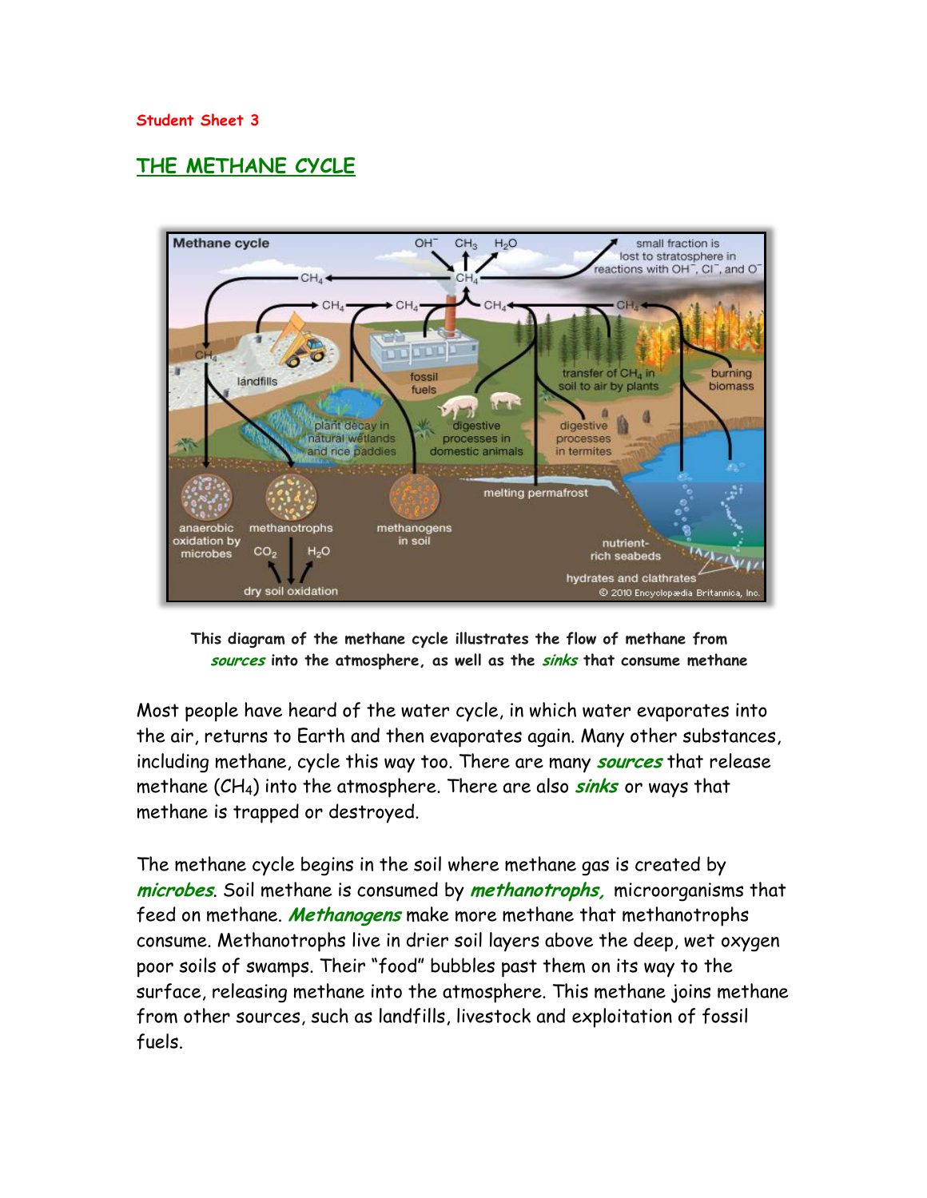Student Sheet 3

## THE METHANE CYCLE

This diagram of the methane cycle illustrates the flow of methane from ***sources*** into the atmosphere, as well as the ***sinks*** that consume methane

Most people have heard of the water cycle, in which water evaporates into the air, returns to Earth and then evaporates again. Many other substances, including methane, cycle this way too. There are many ***sources*** that release methane ($CH_4$) into the atmosphere. There are also ***sinks*** or ways that methane is trapped or destroyed.

The methane cycle begins in the soil where methane gas is created by ***microbes***. Soil methane is consumed by ***methanotrophs,*** microorganisms that feed on methane. ***Methanogens*** make more methane that methanotrophs consume. Methanotrophs live in drier soil layers above the deep, wet oxygen poor soils of swamps. Their "food" bubbles past them on its way to the surface, releasing methane into the atmosphere. This methane joins methane from other sources, such as landfills, livestock and exploitation of fossil fuels.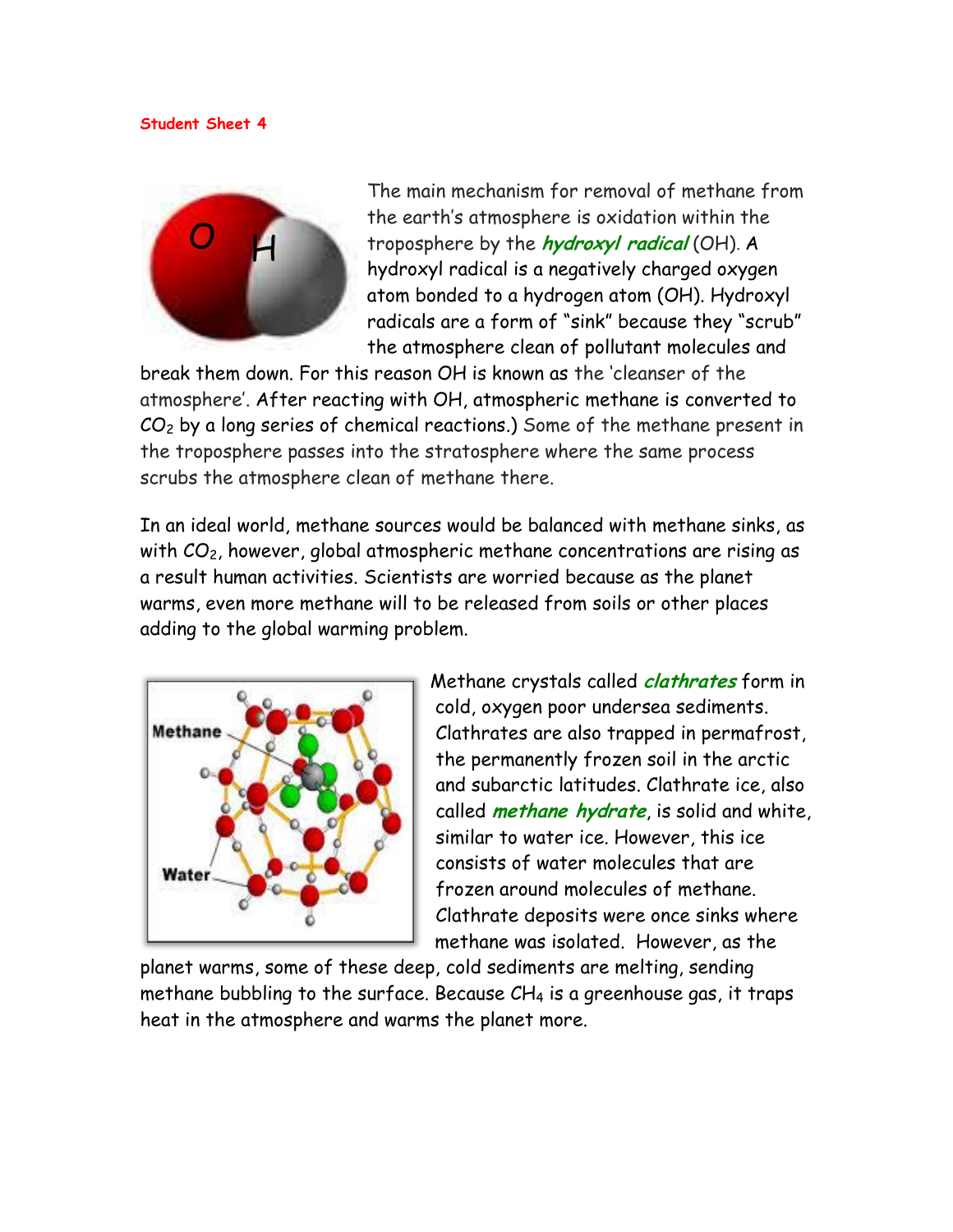**Student Sheet 4**

The main mechanism for removal of methane from the earth's atmosphere is oxidation within the troposphere by the ***hydroxyl radical*** (OH). A hydroxyl radical is a negatively charged oxygen atom bonded to a hydrogen atom (OH). Hydroxyl radicals are a form of "sink" because they "scrub" the atmosphere clean of pollutant molecules and break them down. For this reason OH is known as the 'cleanser of the atmosphere'. After reacting with OH, atmospheric methane is converted to $CO_2$ by a long series of chemical reactions.) Some of the methane present in the troposphere passes into the stratosphere where the same process scrubs the atmosphere clean of methane there.

In an ideal world, methane sources would be balanced with methane sinks, as with $CO_2$, however, global atmospheric methane concentrations are rising as a result human activities. Scientists are worried because as the planet warms, even more methane will to be released from soils or other places adding to the global warming problem.

Methane crystals called ***clathrates*** form in cold, oxygen poor undersea sediments. Clathrates are also trapped in permafrost, the permanently frozen soil in the arctic and subarctic latitudes. Clathrate ice, also called ***methane hydrate***, is solid and white, similar to water ice. However, this ice consists of water molecules that are frozen around molecules of methane. Clathrate deposits were once sinks where methane was isolated. However, as the planet warms, some of these deep, cold sediments are melting, sending methane bubbling to the surface. Because $CH_4$ is a greenhouse gas, it traps heat in the atmosphere and warms the planet more.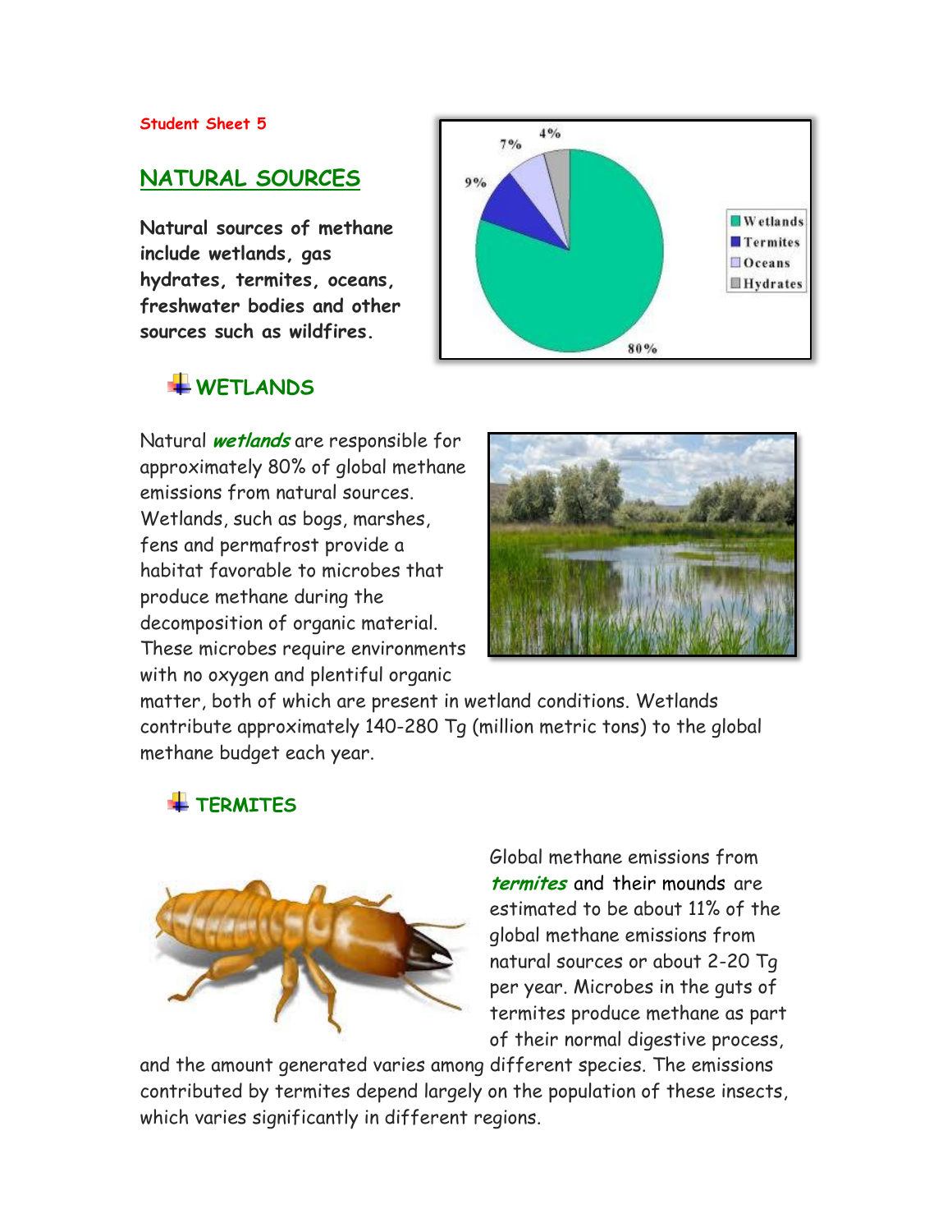Student Sheet 5

## NATURAL SOURCES

**Natural sources of methane include wetlands, gas hydrates, termites, oceans, freshwater bodies and other sources such as wildfires.**

### WETLANDS

Natural ***wetlands*** are responsible for approximately 80% of global methane emissions from natural sources. Wetlands, such as bogs, marshes, fens and permafrost provide a habitat favorable to microbes that produce methane during the decomposition of organic material. These microbes require environments with no oxygen and plentiful organic matter, both of which are present in wetland conditions. Wetlands contribute approximately 140-280 Tg (million metric tons) to the global methane budget each year.

### TERMITES

Global methane emissions from ***termites*** and their mounds are estimated to be about 11% of the global methane emissions from natural sources or about 2-20 Tg per year. Microbes in the guts of termites produce methane as part of their normal digestive process, and the amount generated varies among different species. The emissions contributed by termites depend largely on the population of these insects, which varies significantly in different regions.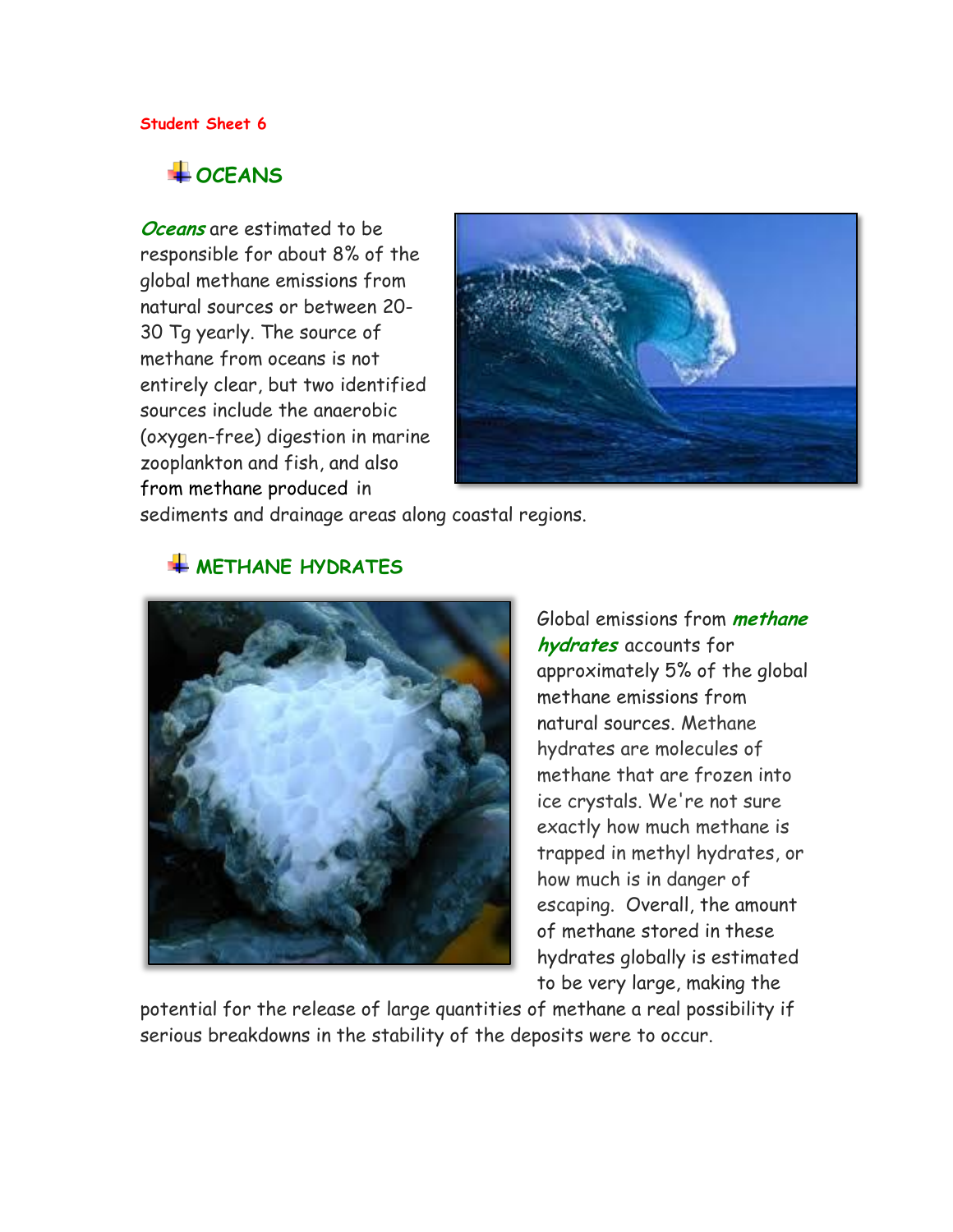Student Sheet 6

## OCEANS

***Oceans*** are estimated to be responsible for about 8% of the global methane emissions from natural sources or between 20-30 Tg yearly. The source of methane from oceans is not entirely clear, but two identified sources include the anaerobic (oxygen-free) digestion in marine zooplankton and fish, and also from methane produced in sediments and drainage areas along coastal regions.

## METHANE HYDRATES

Global emissions from ***methane hydrates*** accounts for approximately 5% of the global methane emissions from natural sources. Methane hydrates are molecules of methane that are frozen into ice crystals. We're not sure exactly how much methane is trapped in methyl hydrates, or how much is in danger of escaping. Overall, the amount of methane stored in these hydrates globally is estimated to be very large, making the potential for the release of large quantities of methane a real possibility if serious breakdowns in the stability of the deposits were to occur.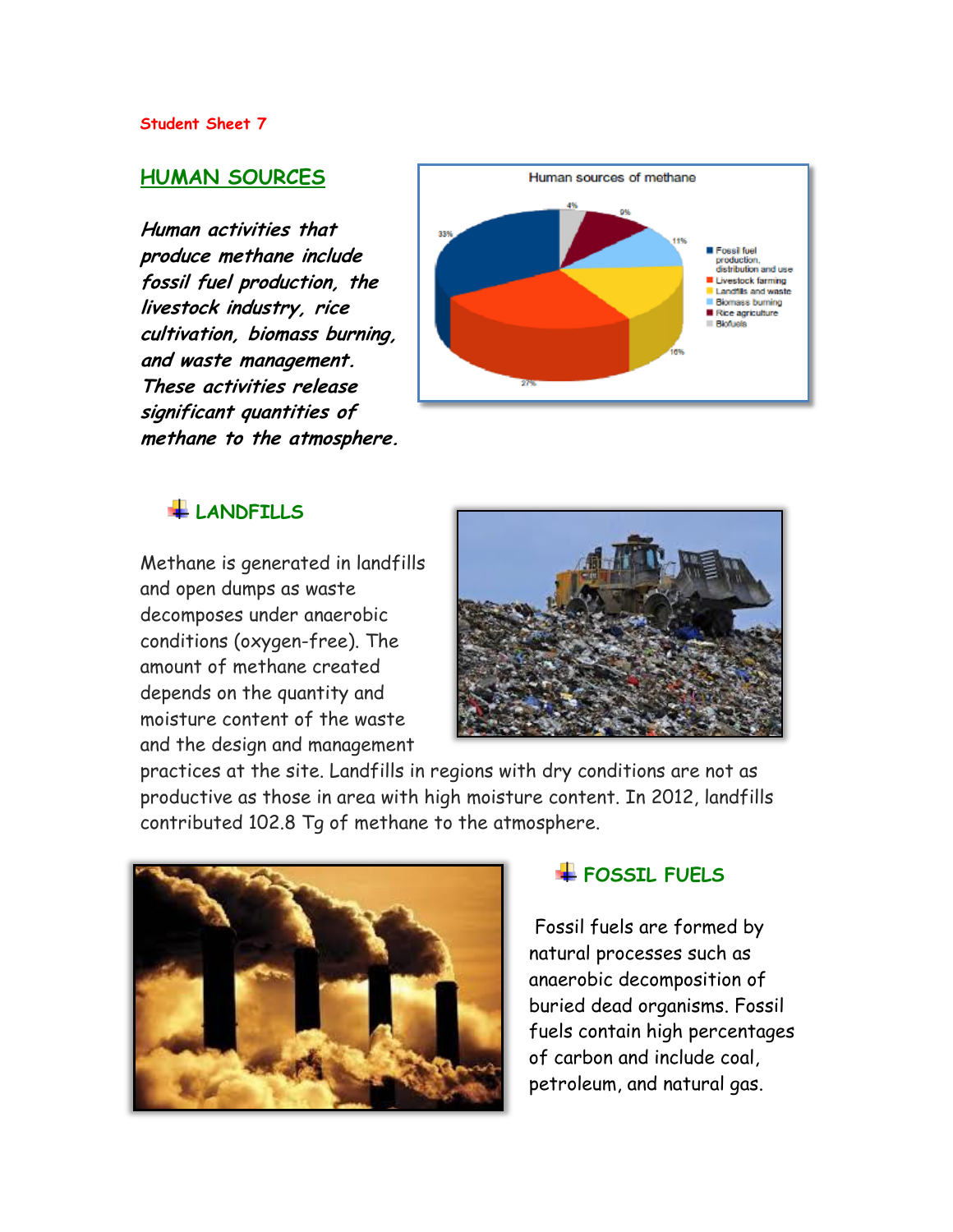Student Sheet 7

## HUMAN SOURCES

***Human activities that produce methane include fossil fuel production, the livestock industry, rice cultivation, biomass burning, and waste management. These activities release significant quantities of methane to the atmosphere.***

Human sources of methane

- Fossil fuel production, distribution and use — 33%
- Livestock farming — 27%
- Landfills and waste — 16%
- Biomass burning — 11%
- Rice agriculture — 9%
- Biofuels — 4%

### LANDFILLS

Methane is generated in landfills and open dumps as waste decomposes under anaerobic conditions (oxygen-free). The amount of methane created depends on the quantity and moisture content of the waste and the design and management practices at the site. Landfills in regions with dry conditions are not as productive as those in area with high moisture content. In 2012, landfills contributed 102.8 Tg of methane to the atmosphere.

### FOSSIL FUELS

Fossil fuels are formed by natural processes such as anaerobic decomposition of buried dead organisms. Fossil fuels contain high percentages of carbon and include coal, petroleum, and natural gas.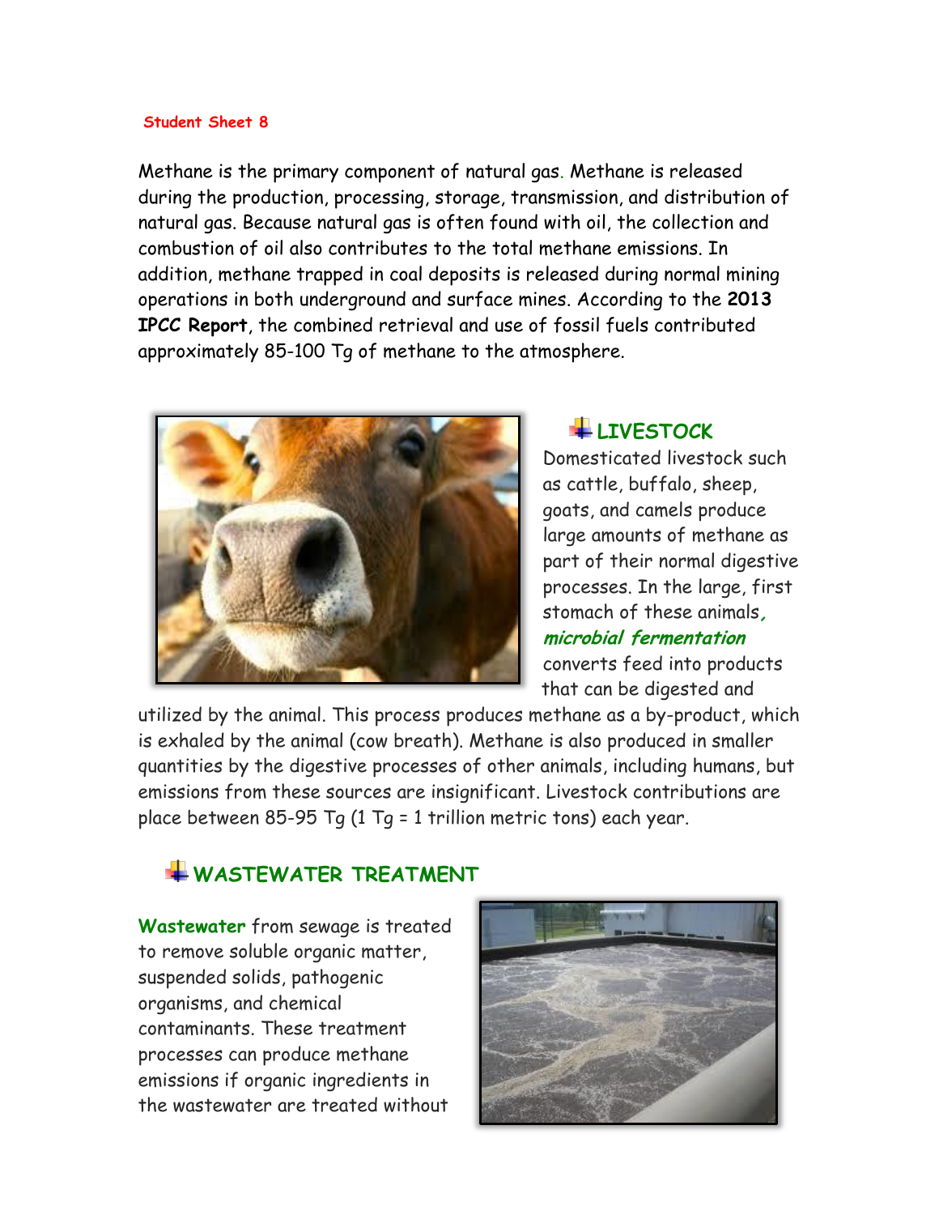**Student Sheet 8**

Methane is the primary component of natural gas. Methane is released during the production, processing, storage, transmission, and distribution of natural gas. Because natural gas is often found with oil, the collection and combustion of oil also contributes to the total methane emissions. In addition, methane trapped in coal deposits is released during normal mining operations in both underground and surface mines. According to the **2013 IPCC Report**, the combined retrieval and use of fossil fuels contributed approximately 85-100 Tg of methane to the atmosphere.

## LIVESTOCK

Domesticated livestock such as cattle, buffalo, sheep, goats, and camels produce large amounts of methane as part of their normal digestive processes. In the large, first stomach of these animals, ***microbial fermentation*** converts feed into products that can be digested and utilized by the animal. This process produces methane as a by-product, which is exhaled by the animal (cow breath). Methane is also produced in smaller quantities by the digestive processes of other animals, including humans, but emissions from these sources are insignificant. Livestock contributions are place between 85-95 Tg (1 Tg = 1 trillion metric tons) each year.

## WASTEWATER TREATMENT

**Wastewater** from sewage is treated to remove soluble organic matter, suspended solids, pathogenic organisms, and chemical contaminants. These treatment processes can produce methane emissions if organic ingredients in the wastewater are treated without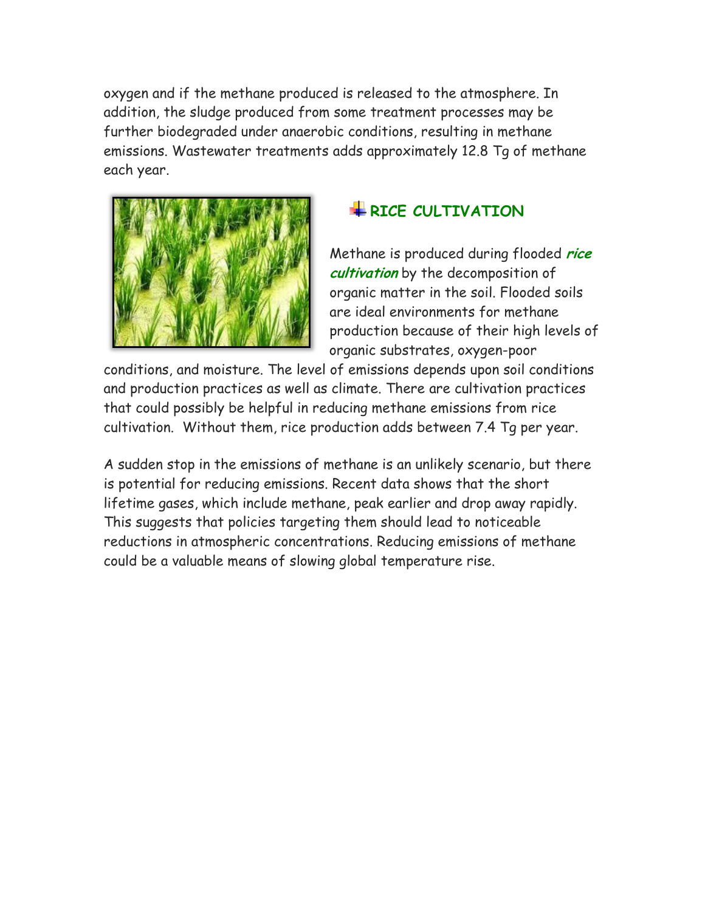oxygen and if the methane produced is released to the atmosphere. In addition, the sludge produced from some treatment processes may be further biodegraded under anaerobic conditions, resulting in methane emissions. Wastewater treatments adds approximately 12.8 Tg of methane each year.

## RICE CULTIVATION

Methane is produced during flooded ***rice cultivation*** by the decomposition of organic matter in the soil. Flooded soils are ideal environments for methane production because of their high levels of organic substrates, oxygen-poor conditions, and moisture. The level of emissions depends upon soil conditions and production practices as well as climate. There are cultivation practices that could possibly be helpful in reducing methane emissions from rice cultivation. Without them, rice production adds between 7.4 Tg per year.

A sudden stop in the emissions of methane is an unlikely scenario, but there is potential for reducing emissions. Recent data shows that the short lifetime gases, which include methane, peak earlier and drop away rapidly. This suggests that policies targeting them should lead to noticeable reductions in atmospheric concentrations. Reducing emissions of methane could be a valuable means of slowing global temperature rise.